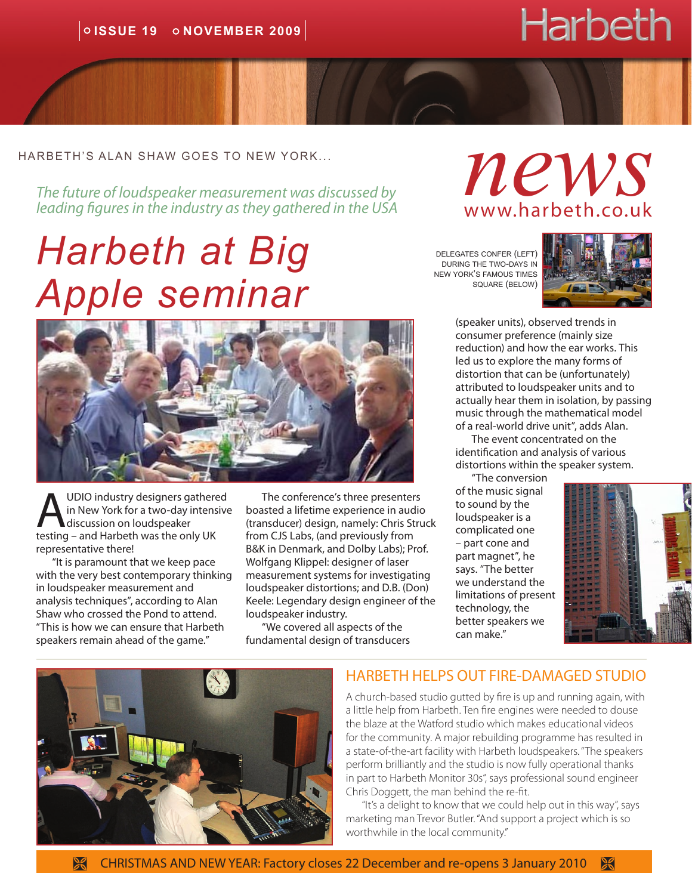ISSUE 19 NOVEMBER 2009

# Harbeth

# news
www.harbeth.co.uk

HARBETH'S ALAN SHAW GOES TO NEW YORK...

*The future of loudspeaker measurement was discussed by leading figures in the industry as they gathered in the USA*

# *Harbeth at Big Apple seminar*

DELEGATES CONFER (LEFT) DURING THE TWO-DAYS IN NEW YORK'S FAMOUS TIMES SQUARE (BELOW)

AUDIO industry designers gathered in New York for a two-day intensive discussion on loudspeaker testing – and Harbeth was the only UK representative there!

"It is paramount that we keep pace with the very best contemporary thinking in loudspeaker measurement and analysis techniques", according to Alan Shaw who crossed the Pond to attend. "This is how we can ensure that Harbeth speakers remain ahead of the game."

The conference's three presenters boasted a lifetime experience in audio (transducer) design, namely: Chris Struck from CJS Labs, (and previously from B&K in Denmark, and Dolby Labs); Prof. Wolfgang Klippel: designer of laser measurement systems for investigating loudspeaker distortions; and D.B. (Don) Keele: Legendary design engineer of the loudspeaker industry.

"We covered all aspects of the fundamental design of transducers (speaker units), observed trends in consumer preference (mainly size reduction) and how the ear works. This led us to explore the many forms of distortion that can be (unfortunately) attributed to loudspeaker units and to actually hear them in isolation, by passing music through the mathematical model of a real-world drive unit", adds Alan.

The event concentrated on the identification and analysis of various distortions within the speaker system.

"The conversion of the music signal to sound by the loudspeaker is a complicated one – part cone and part magnet", he says. "The better we understand the limitations of present technology, the better speakers we can make."

## HARBETH HELPS OUT FIRE-DAMAGED STUDIO

A church-based studio gutted by fire is up and running again, with a little help from Harbeth. Ten fire engines were needed to douse the blaze at the Watford studio which makes educational videos for the community. A major rebuilding programme has resulted in a state-of-the-art facility with Harbeth loudspeakers. "The speakers perform brilliantly and the studio is now fully operational thanks in part to Harbeth Monitor 30s", says professional sound engineer Chris Doggett, the man behind the re-fit.

"It's a delight to know that we could help out in this way", says marketing man Trevor Butler. "And support a project which is so worthwhile in the local community."

CHRISTMAS AND NEW YEAR: Factory closes 22 December and re-opens 3 January 2010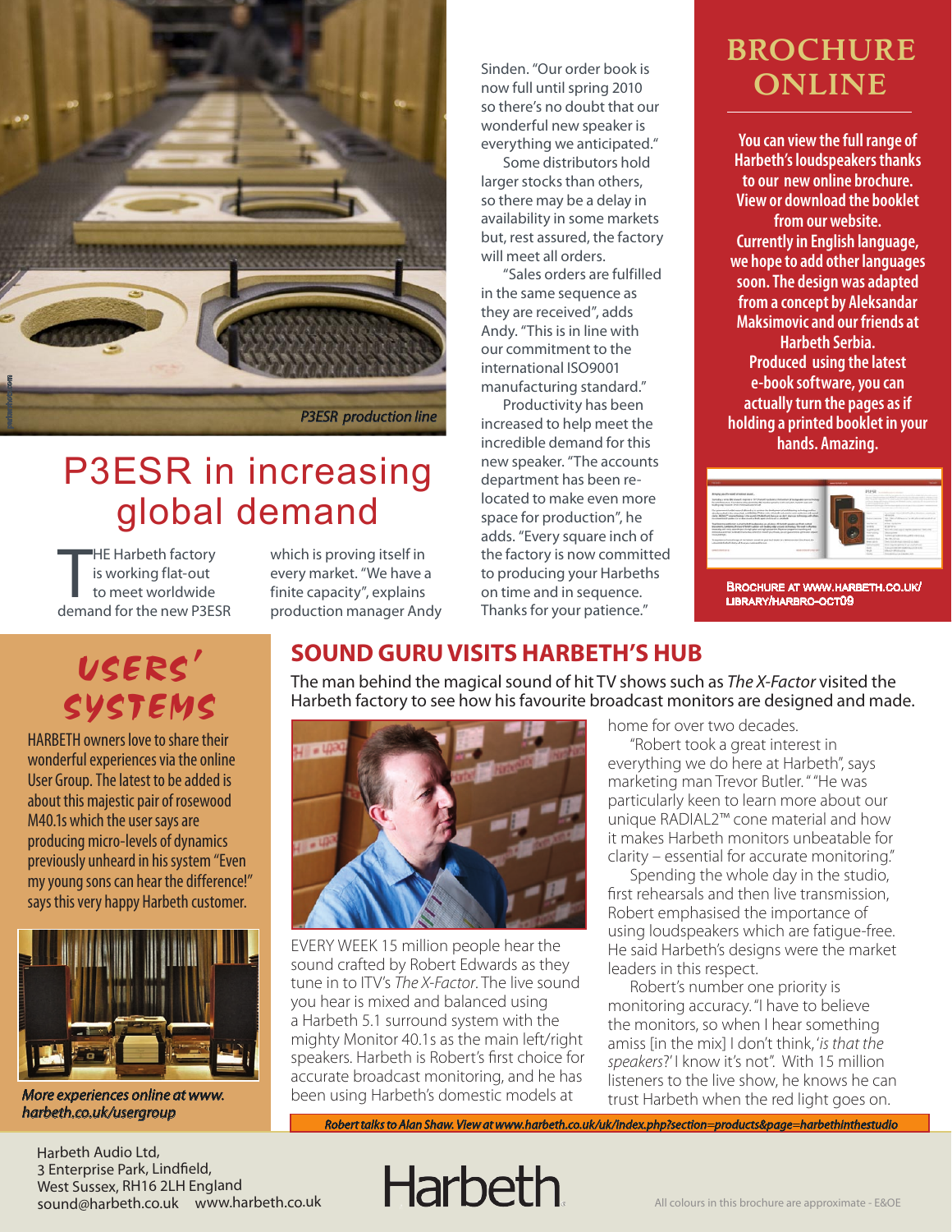*P3ESR production line*

# P3ESR in increasing global demand

THE Harbeth factory is working flat-out to meet worldwide demand for the new P3ESR which is proving itself in every market. "We have a finite capacity", explains production manager Andy Sinden. "Our order book is now full until spring 2010 so there's no doubt that our wonderful new speaker is everything we anticipated."

Some distributors hold larger stocks than others, so there may be a delay in availability in some markets but, rest assured, the factory will meet all orders.

"Sales orders are fulfilled in the same sequence as they are received", adds Andy. "This is in line with our commitment to the international ISO9001 manufacturing standard."

Productivity has been increased to help meet the incredible demand for this new speaker. "The accounts department has been re-located to make even more space for production", he adds. "Every square inch of the factory is now committed to producing your Harbeths on time and in sequence. Thanks for your patience."

## BROCHURE ONLINE

**You can view the full range of Harbeth's loudspeakers thanks to our new online brochure. View or download the booklet from our website. Currently in English language, we hope to add other languages soon. The design was adapted from a concept by Aleksandar Maksimovic and our friends at Harbeth Serbia. Produced using the latest e-book software, you can actually turn the pages as if holding a printed booklet in your hands. Amazing.**

BROCHURE AT WWW.HARBETH.CO.UK/LIBRARY/HARBRO-OCT09

## USERS' SYSTEMS

HARBETH owners love to share their wonderful experiences via the online User Group. The latest to be added is about this majestic pair of rosewood M40.1s which the user says are producing micro-levels of dynamics previously unheard in his system "Even my young sons can hear the difference!" says this very happy Harbeth customer.

*More experiences online at www.harbeth.co.uk/usergroup*

## SOUND GURU VISITS HARBETH'S HUB

The man behind the magical sound of hit TV shows such as *The X-Factor* visited the Harbeth factory to see how his favourite broadcast monitors are designed and made.

EVERY WEEK 15 million people hear the sound crafted by Robert Edwards as they tune in to ITV's *The X-Factor*. The live sound you hear is mixed and balanced using a Harbeth 5.1 surround system with the mighty Monitor 40.1s as the main left/right speakers. Harbeth is Robert's first choice for accurate broadcast monitoring, and he has been using Harbeth's domestic models at home for over two decades.

"Robert took a great interest in everything we do here at Harbeth", says marketing man Trevor Butler. " "He was particularly keen to learn more about our unique RADIAL2™ cone material and how it makes Harbeth monitors unbeatable for clarity – essential for accurate monitoring."

Spending the whole day in the studio, first rehearsals and then live transmission, Robert emphasised the importance of using loudspeakers which are fatigue-free. He said Harbeth's designs were the market leaders in this respect.

Robert's number one priority is monitoring accuracy. "I have to believe the monitors, so when I hear something amiss [in the mix] I don't think, '*is that the speakers*?' I know it's not". With 15 million listeners to the live show, he knows he can trust Harbeth when the red light goes on.

*Robert talks to Alan Shaw. View at www.harbeth.co.uk/uk/index.php?section=products&page=harbethinthestudio*

Harbeth Audio Ltd,
3 Enterprise Park, Lindfield,
West Sussex, RH16 2LH England
sound@harbeth.co.uk www.harbeth.co.uk

Harbeth

All colours in this brochure are approximate - E&OE